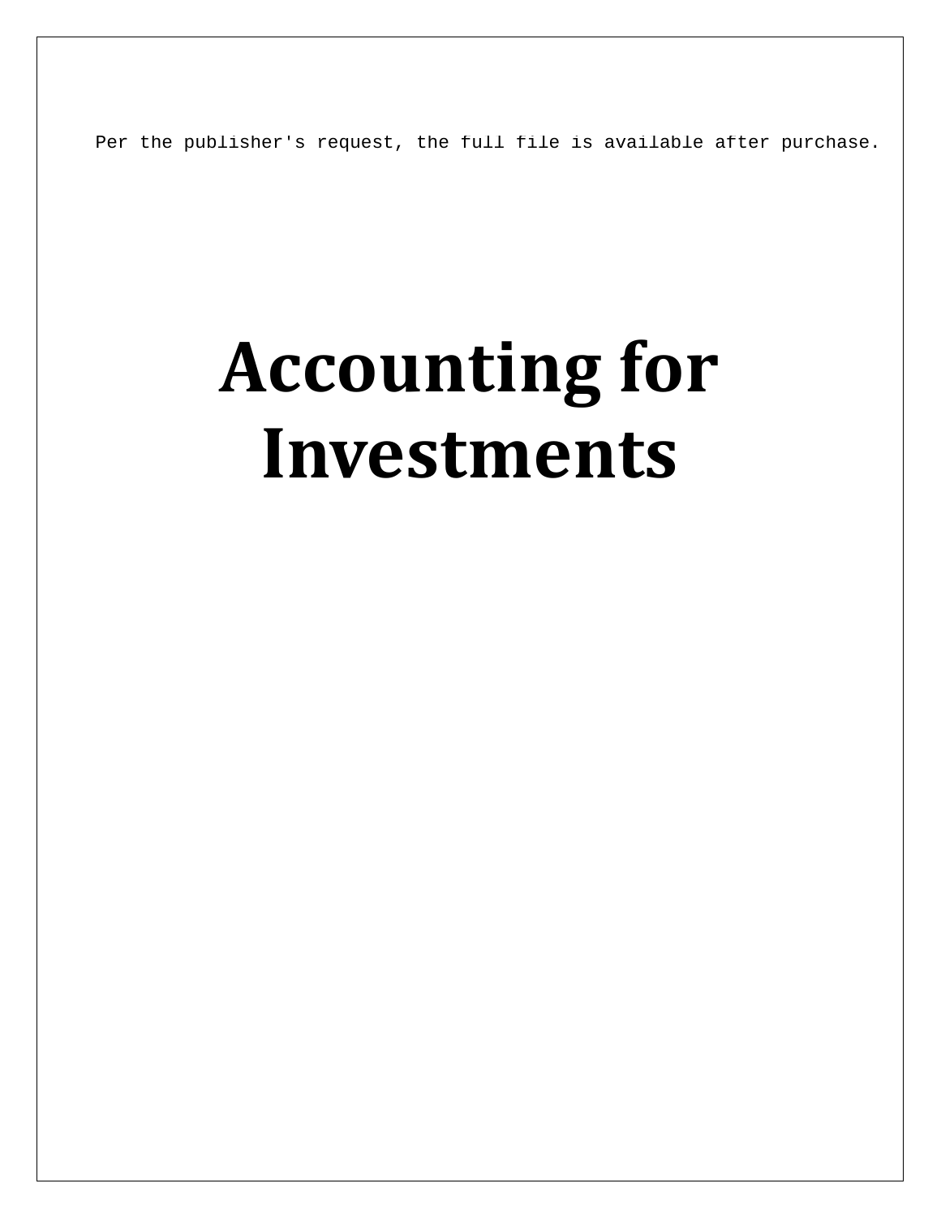# Accounting for Investments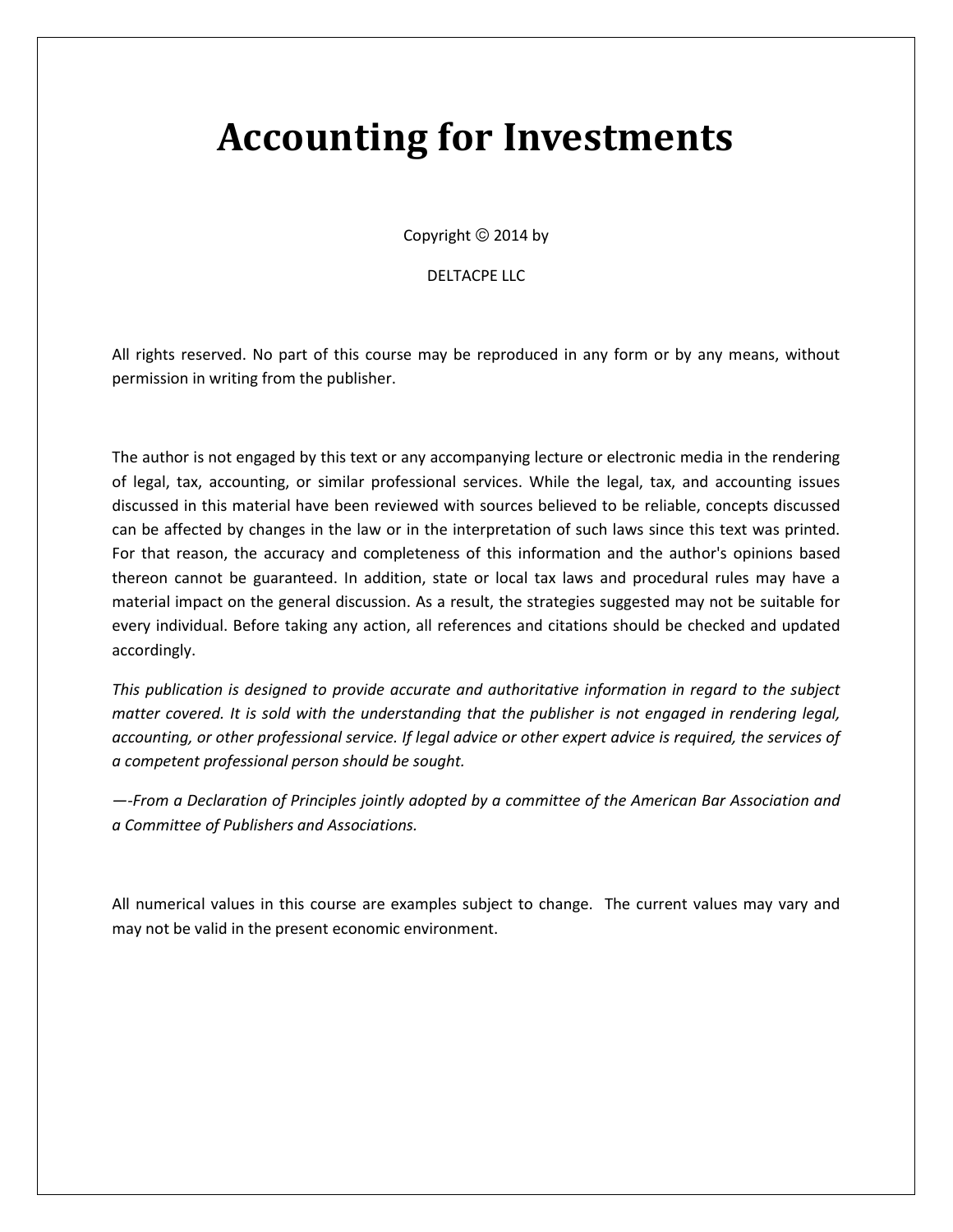# Accounting for Investments

Copyright © 2014 by

DELTACPE LLC

All rights reserved. No part of this course may be reproduced in any form or by any means, without permission in writing from the publisher.

The author is not engaged by this text or any accompanying lecture or electronic media in the rendering of legal, tax, accounting, or similar professional services. While the legal, tax, and accounting issues discussed in this material have been reviewed with sources believed to be reliable, concepts discussed can be affected by changes in the law or in the interpretation of such laws since this text was printed. For that reason, the accuracy and completeness of this information and the author's opinions based thereon cannot be guaranteed. In addition, state or local tax laws and procedural rules may have a material impact on the general discussion. As a result, the strategies suggested may not be suitable for every individual. Before taking any action, all references and citations should be checked and updated accordingly.

*This publication is designed to provide accurate and authoritative information in regard to the subject matter covered. It is sold with the understanding that the publisher is not engaged in rendering legal, accounting, or other professional service. If legal advice or other expert advice is required, the services of a competent professional person should be sought.*

*—-From a Declaration of Principles jointly adopted by a committee of the American Bar Association and a Committee of Publishers and Associations.*

All numerical values in this course are examples subject to change. The current values may vary and may not be valid in the present economic environment.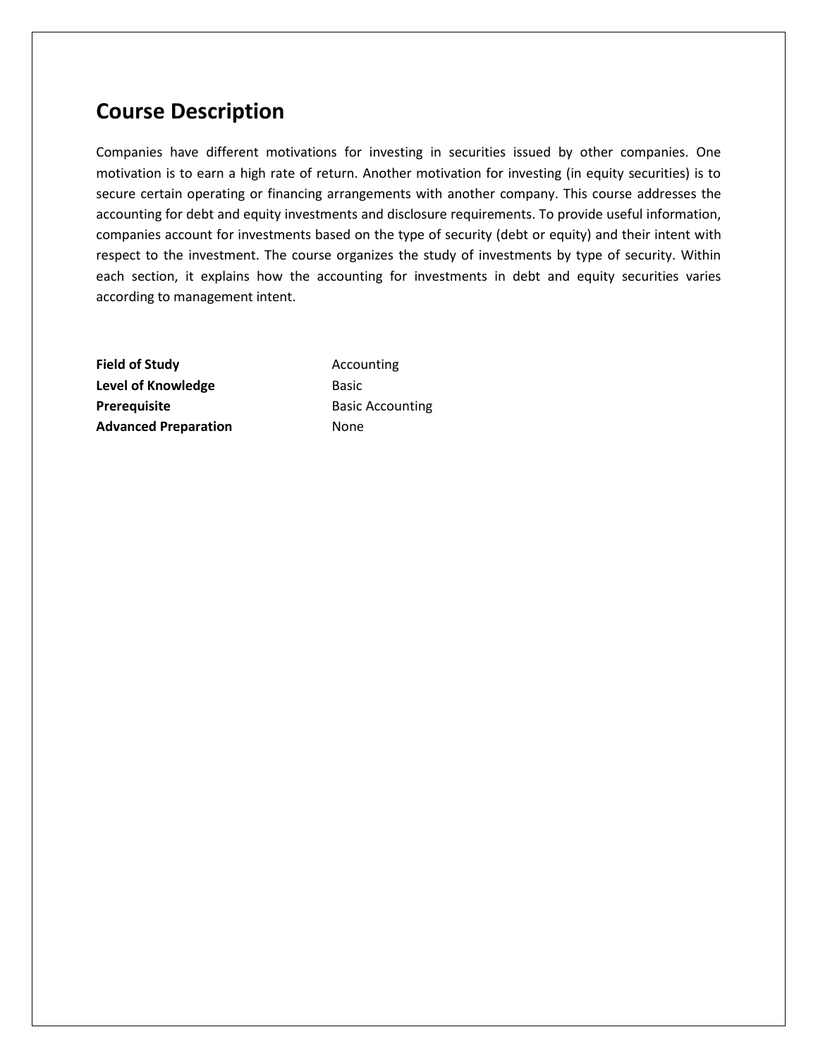# Course Description

Companies have different motivations for investing in securities issued by other companies. One motivation is to earn a high rate of return. Another motivation for investing (in equity securities) is to secure certain operating or financing arrangements with another company. This course addresses the accounting for debt and equity investments and disclosure requirements. To provide useful information, companies account for investments based on the type of security (debt or equity) and their intent with respect to the investment. The course organizes the study of investments by type of security. Within each section, it explains how the accounting for investments in debt and equity securities varies according to management intent.

| | |
|---|---|
| **Field of Study** | Accounting |
| **Level of Knowledge** | Basic |
| **Prerequisite** | Basic Accounting |
| **Advanced Preparation** | None |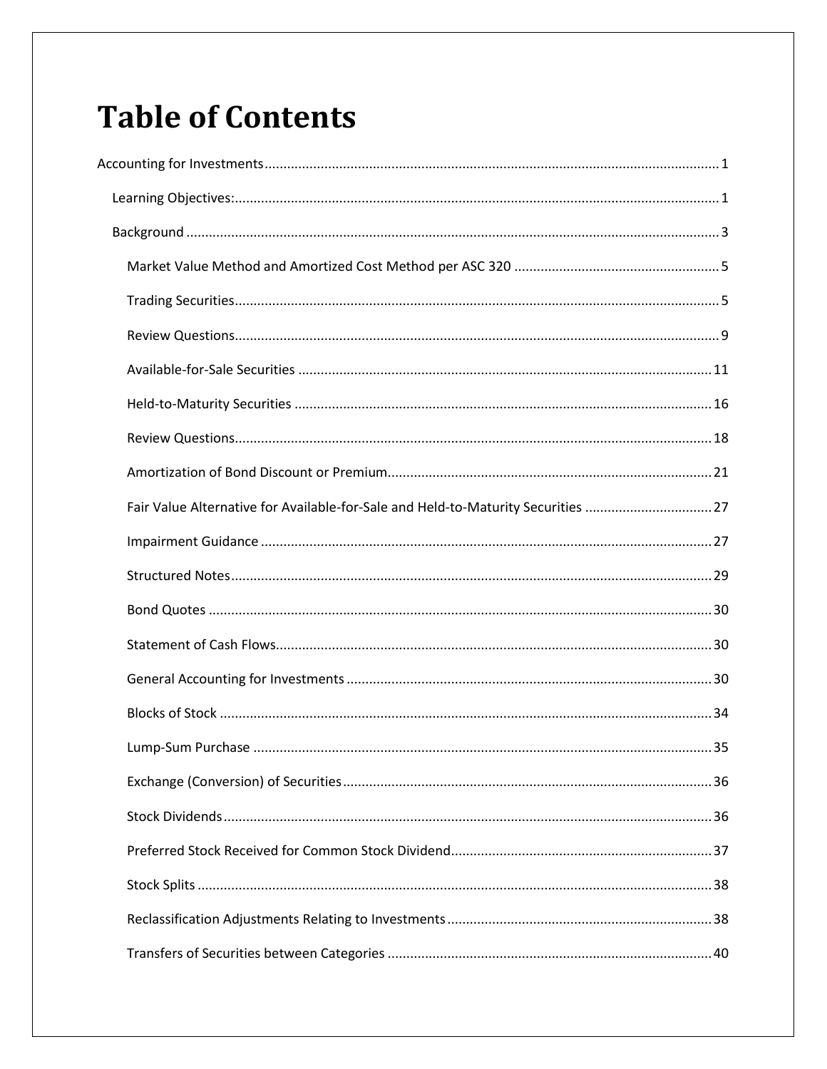# Table of Contents

Accounting for Investments ........................................................................................................................ 1

- Learning Objectives: ................................................................................................................................ 1
- Background ............................................................................................................................................. 3
  - Market Value Method and Amortized Cost Method per ASC 320 ....................................................... 5
  - Trading Securities ................................................................................................................................ 5
  - Review Questions ................................................................................................................................. 9
  - Available-for-Sale Securities .............................................................................................................. 11
  - Held-to-Maturity Securities ............................................................................................................... 16
  - Review Questions ............................................................................................................................... 18
  - Amortization of Bond Discount or Premium ...................................................................................... 21
  - Fair Value Alternative for Available-for-Sale and Held-to-Maturity Securities .................................. 27
  - Impairment Guidance ........................................................................................................................ 27
  - Structured Notes ................................................................................................................................ 29
  - Bond Quotes ...................................................................................................................................... 30
  - Statement of Cash Flows .................................................................................................................... 30
  - General Accounting for Investments ................................................................................................. 30
  - Blocks of Stock ................................................................................................................................... 34
  - Lump-Sum Purchase .......................................................................................................................... 35
  - Exchange (Conversion) of Securities .................................................................................................. 36
  - Stock Dividends .................................................................................................................................. 36
  - Preferred Stock Received for Common Stock Dividend ...................................................................... 37
  - Stock Splits ......................................................................................................................................... 38
  - Reclassification Adjustments Relating to Investments ...................................................................... 38
  - Transfers of Securities between Categories ...................................................................................... 40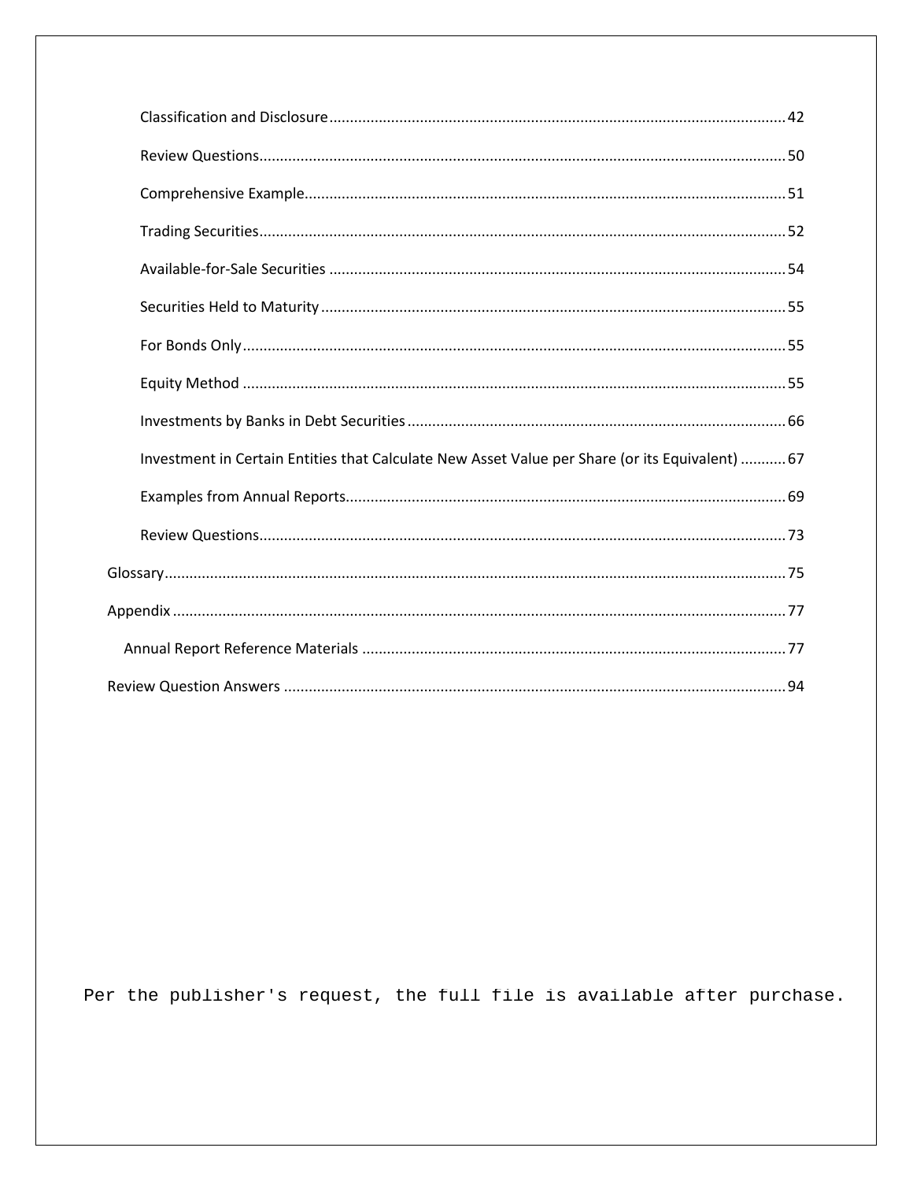Classification and Disclosure ........ 42

Review Questions ........ 50

Comprehensive Example ........ 51

Trading Securities ........ 52

Available-for-Sale Securities ........ 54

Securities Held to Maturity ........ 55

For Bonds Only ........ 55

Equity Method ........ 55

Investments by Banks in Debt Securities ........ 66

Investment in Certain Entities that Calculate New Asset Value per Share (or its Equivalent) ........ 67

Examples from Annual Reports ........ 69

Review Questions ........ 73

Glossary ........ 75

Appendix ........ 77

Annual Report Reference Materials ........ 77

Review Question Answers ........ 94

Per the publisher's request, the full file is available after purchase.